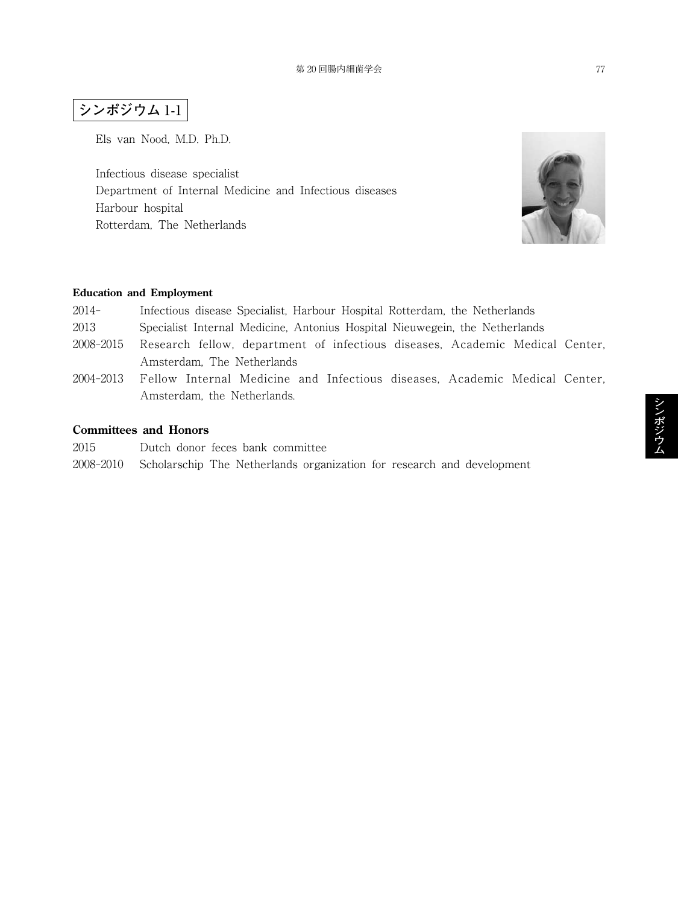# シンポジウム 1-1

Els van Nood, M.D. Ph.D.

Infectious disease specialist
Department of Internal Medicine and Infectious diseases
Harbour hospital
Rotterdam, The Netherlands

**Education and Employment**

| | |
|---|---|
| 2014- | Infectious disease Specialist, Harbour Hospital Rotterdam, the Netherlands |
| 2013 | Specialist Internal Medicine, Antonius Hospital Nieuwegein, the Netherlands |
| 2008-2015 | Research fellow, department of infectious diseases, Academic Medical Center, Amsterdam, The Netherlands |
| 2004-2013 | Fellow Internal Medicine and Infectious diseases, Academic Medical Center, Amsterdam, the Netherlands. |

**Committees and Honors**

| | |
|---|---|
| 2015 | Dutch donor feces bank committee |
| 2008-2010 | Scholarschip The Netherlands organization for research and development |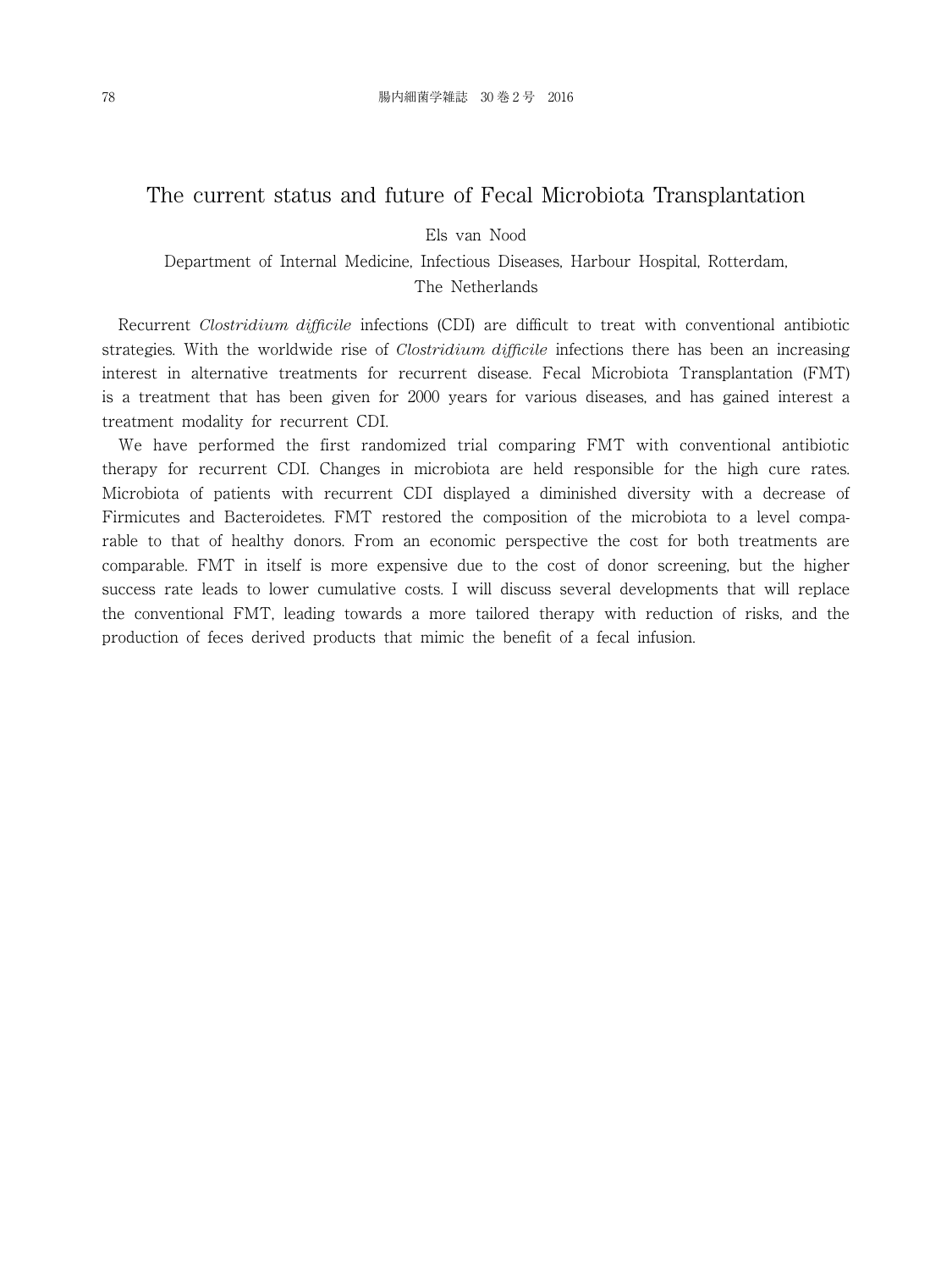# The current status and future of Fecal Microbiota Transplantation

Els van Nood

Department of Internal Medicine, Infectious Diseases, Harbour Hospital, Rotterdam, The Netherlands

Recurrent *Clostridium difficile* infections (CDI) are difficult to treat with conventional antibiotic strategies. With the worldwide rise of *Clostridium difficile* infections there has been an increasing interest in alternative treatments for recurrent disease. Fecal Microbiota Transplantation (FMT) is a treatment that has been given for 2000 years for various diseases, and has gained interest a treatment modality for recurrent CDI.

We have performed the first randomized trial comparing FMT with conventional antibiotic therapy for recurrent CDI. Changes in microbiota are held responsible for the high cure rates. Microbiota of patients with recurrent CDI displayed a diminished diversity with a decrease of Firmicutes and Bacteroidetes. FMT restored the composition of the microbiota to a level comparable to that of healthy donors. From an economic perspective the cost for both treatments are comparable. FMT in itself is more expensive due to the cost of donor screening, but the higher success rate leads to lower cumulative costs. I will discuss several developments that will replace the conventional FMT, leading towards a more tailored therapy with reduction of risks, and the production of feces derived products that mimic the benefit of a fecal infusion.